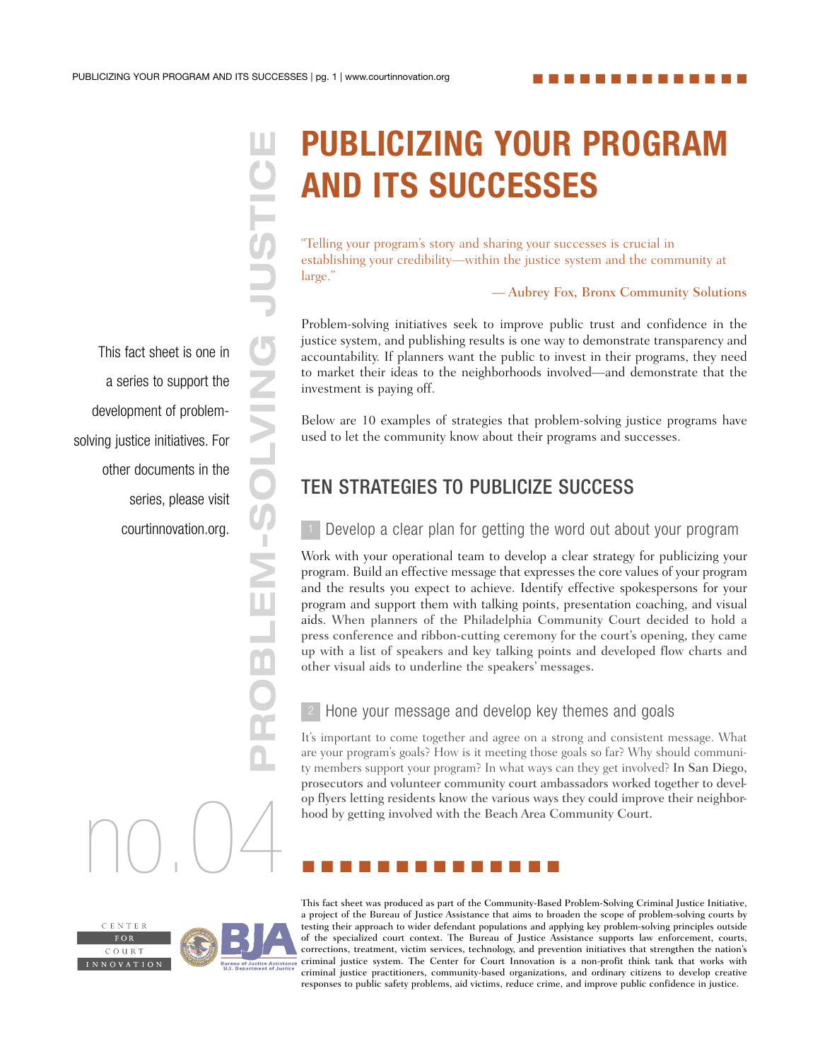# PUBLICIZING YOUR PROGRAM AND ITS SUCCESSES

"Telling your program's story and sharing your successes is crucial in establishing your credibility—within the justice system and the community at large."

— Aubrey Fox, Bronx Community Solutions

PROBLEM-SOLVING JUSTICE

no.04

This fact sheet is one in a series to support the development of problem-solving justice initiatives. For other documents in the series, please visit courtinnovation.org.

Problem-solving initiatives seek to improve public trust and confidence in the justice system, and publishing results is one way to demonstrate transparency and accountability. If planners want the public to invest in their programs, they need to market their ideas to the neighborhoods involved—and demonstrate that the investment is paying off.

Below are 10 examples of strategies that problem-solving justice programs have used to let the community know about their programs and successes.

## TEN STRATEGIES TO PUBLICIZE SUCCESS

### 1 Develop a clear plan for getting the word out about your program

Work with your operational team to develop a clear strategy for publicizing your program. Build an effective message that expresses the core values of your program and the results you expect to achieve. Identify effective spokespersons for your program and support them with talking points, presentation coaching, and visual aids. When planners of the Philadelphia Community Court decided to hold a press conference and ribbon-cutting ceremony for the court's opening, they came up with a list of speakers and key talking points and developed flow charts and other visual aids to underline the speakers' messages.

### 2 Hone your message and develop key themes and goals

It's important to come together and agree on a strong and consistent message. What are your program's goals? How is it meeting those goals so far? Why should community members support your program? In what ways can they get involved? In San Diego, prosecutors and volunteer community court ambassadors worked together to develop flyers letting residents know the various ways they could improve their neighborhood by getting involved with the Beach Area Community Court.

This fact sheet was produced as part of the Community-Based Problem-Solving Criminal Justice Initiative, a project of the Bureau of Justice Assistance that aims to broaden the scope of problem-solving courts by testing their approach to wider defendant populations and applying key problem-solving principles outside of the specialized court context. The Bureau of Justice Assistance supports law enforcement, courts, corrections, treatment, victim services, technology, and prevention initiatives that strengthen the nation's criminal justice system. The Center for Court Innovation is a non-profit think tank that works with criminal justice practitioners, community-based organizations, and ordinary citizens to develop creative responses to public safety problems, aid victims, reduce crime, and improve public confidence in justice.

CENTER FOR COURT INNOVATION

BJA Bureau of Justice Assistance U.S. Department of Justice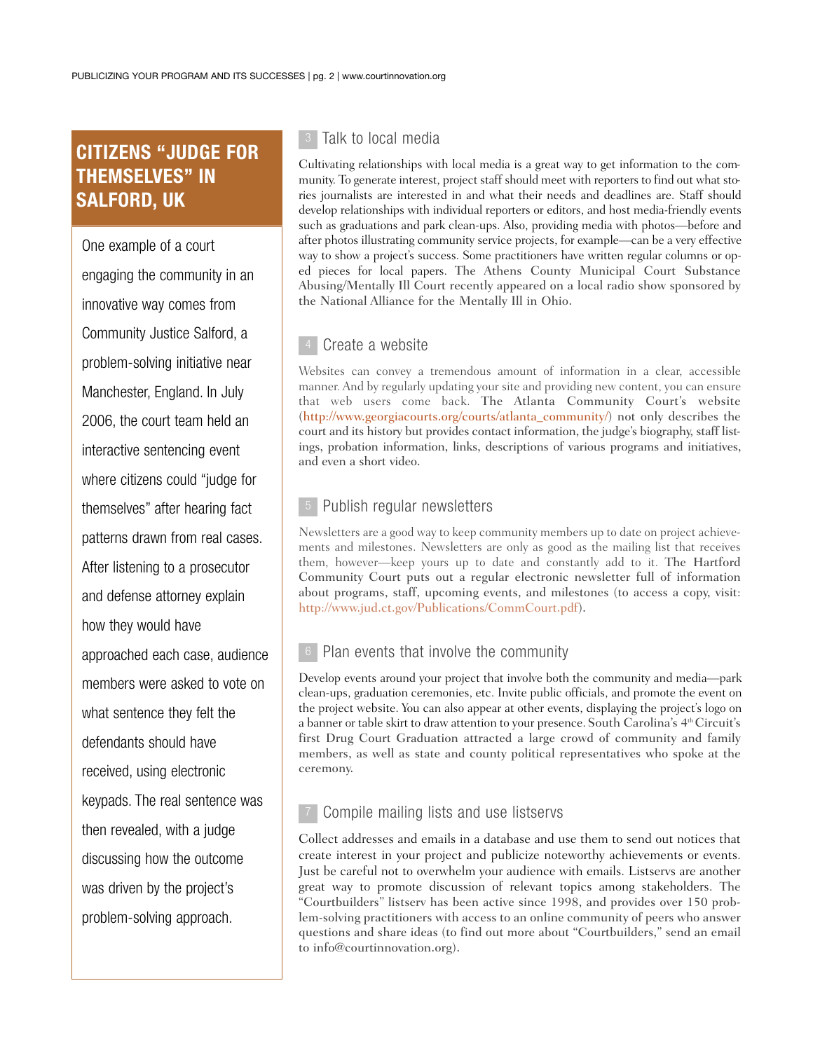## CITIZENS "JUDGE FOR THEMSELVES" IN SALFORD, UK

One example of a court engaging the community in an innovative way comes from Community Justice Salford, a problem-solving initiative near Manchester, England. In July 2006, the court team held an interactive sentencing event where citizens could "judge for themselves" after hearing fact patterns drawn from real cases. After listening to a prosecutor and defense attorney explain how they would have approached each case, audience members were asked to vote on what sentence they felt the defendants should have received, using electronic keypads. The real sentence was then revealed, with a judge discussing how the outcome was driven by the project's problem-solving approach.

### 3 Talk to local media

Cultivating relationships with local media is a great way to get information to the community. To generate interest, project staff should meet with reporters to find out what stories journalists are interested in and what their needs and deadlines are. Staff should develop relationships with individual reporters or editors, and host media-friendly events such as graduations and park clean-ups. Also, providing media with photos—before and after photos illustrating community service projects, for example—can be a very effective way to show a project's success. Some practitioners have written regular columns or op-ed pieces for local papers. The Athens County Municipal Court Substance Abusing/Mentally Ill Court recently appeared on a local radio show sponsored by the National Alliance for the Mentally Ill in Ohio.

### 4 Create a website

Websites can convey a tremendous amount of information in a clear, accessible manner. And by regularly updating your site and providing new content, you can ensure that web users come back. The Atlanta Community Court's website (http://www.georgiacourts.org/courts/atlanta_community/) not only describes the court and its history but provides contact information, the judge's biography, staff listings, probation information, links, descriptions of various programs and initiatives, and even a short video.

### 5 Publish regular newsletters

Newsletters are a good way to keep community members up to date on project achievements and milestones. Newsletters are only as good as the mailing list that receives them, however—keep yours up to date and constantly add to it. The Hartford Community Court puts out a regular electronic newsletter full of information about programs, staff, upcoming events, and milestones (to access a copy, visit: http://www.jud.ct.gov/Publications/CommCourt.pdf).

### 6 Plan events that involve the community

Develop events around your project that involve both the community and media—park clean-ups, graduation ceremonies, etc. Invite public officials, and promote the event on the project website. You can also appear at other events, displaying the project's logo on a banner or table skirt to draw attention to your presence. South Carolina's 4th Circuit's first Drug Court Graduation attracted a large crowd of community and family members, as well as state and county political representatives who spoke at the ceremony.

### 7 Compile mailing lists and use listservs

Collect addresses and emails in a database and use them to send out notices that create interest in your project and publicize noteworthy achievements or events. Just be careful not to overwhelm your audience with emails. Listservs are another great way to promote discussion of relevant topics among stakeholders. The "Courtbuilders" listserv has been active since 1998, and provides over 150 problem-solving practitioners with access to an online community of peers who answer questions and share ideas (to find out more about "Courtbuilders," send an email to info@courtinnovation.org).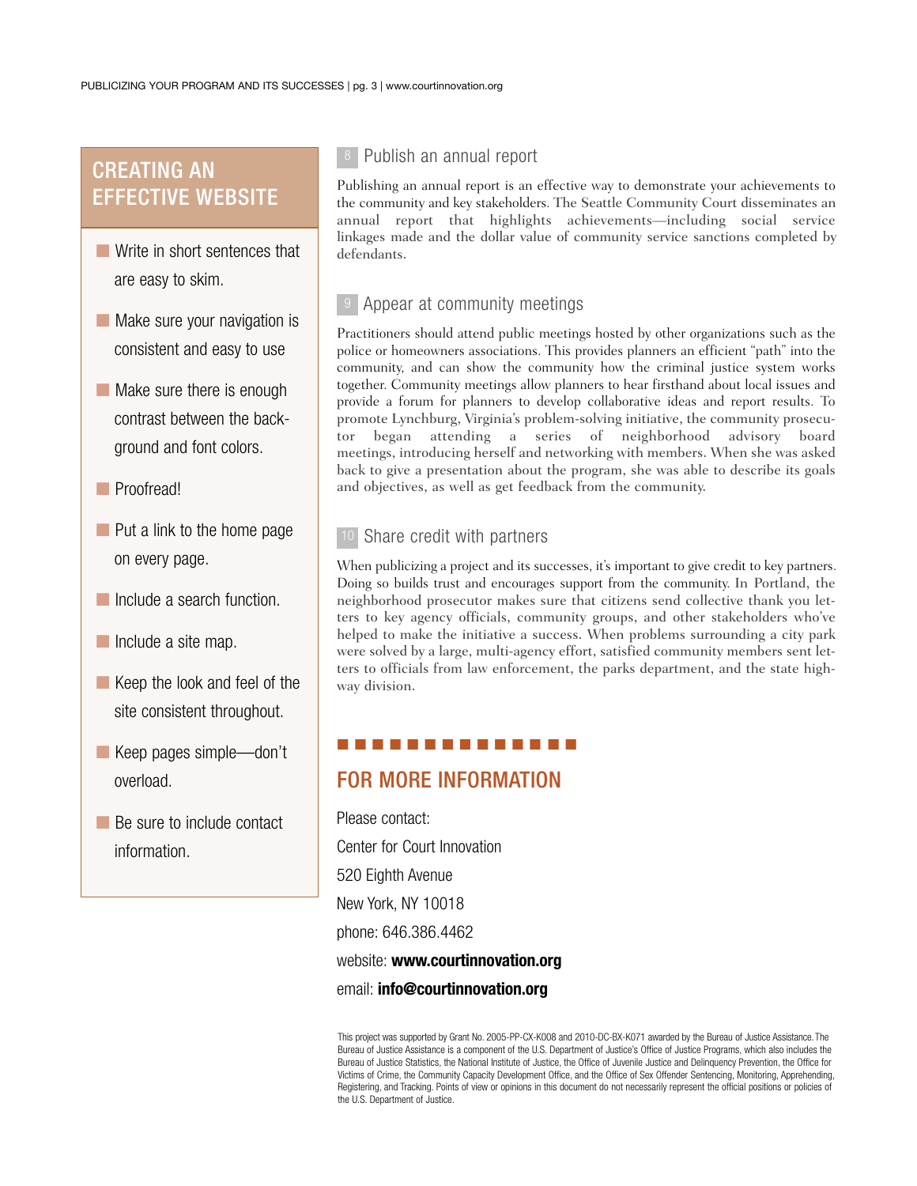## CREATING AN EFFECTIVE WEBSITE

- Write in short sentences that are easy to skim.
- Make sure your navigation is consistent and easy to use
- Make sure there is enough contrast between the background and font colors.
- Proofread!
- Put a link to the home page on every page.
- Include a search function.
- Include a site map.
- Keep the look and feel of the site consistent throughout.
- Keep pages simple—don't overload.
- Be sure to include contact information.

### 8 Publish an annual report

Publishing an annual report is an effective way to demonstrate your achievements to the community and key stakeholders. The Seattle Community Court disseminates an annual report that highlights achievements—including social service linkages made and the dollar value of community service sanctions completed by defendants.

### 9 Appear at community meetings

Practitioners should attend public meetings hosted by other organizations such as the police or homeowners associations. This provides planners an efficient "path" into the community, and can show the community how the criminal justice system works together. Community meetings allow planners to hear firsthand about local issues and provide a forum for planners to develop collaborative ideas and report results. To promote Lynchburg, Virginia's problem-solving initiative, the community prosecutor began attending a series of neighborhood advisory board meetings, introducing herself and networking with members. When she was asked back to give a presentation about the program, she was able to describe its goals and objectives, as well as get feedback from the community.

### 10 Share credit with partners

When publicizing a project and its successes, it's important to give credit to key partners. Doing so builds trust and encourages support from the community. In Portland, the neighborhood prosecutor makes sure that citizens send collective thank you letters to key agency officials, community groups, and other stakeholders who've helped to make the initiative a success. When problems surrounding a city park were solved by a large, multi-agency effort, satisfied community members sent letters to officials from law enforcement, the parks department, and the state highway division.

## FOR MORE INFORMATION

Please contact:

Center for Court Innovation

520 Eighth Avenue

New York, NY 10018

phone: 646.386.4462

website: **www.courtinnovation.org**

email: **info@courtinnovation.org**

This project was supported by Grant No. 2005-PP-CX-K008 and 2010-DC-BX-K071 awarded by the Bureau of Justice Assistance. The Bureau of Justice Assistance is a component of the U.S. Department of Justice's Office of Justice Programs, which also includes the Bureau of Justice Statistics, the National Institute of Justice, the Office of Juvenile Justice and Delinquency Prevention, the Office for Victims of Crime, the Community Capacity Development Office, and the Office of Sex Offender Sentencing, Monitoring, Apprehending, Registering, and Tracking. Points of view or opinions in this document do not necessarily represent the official positions or policies of the U.S. Department of Justice.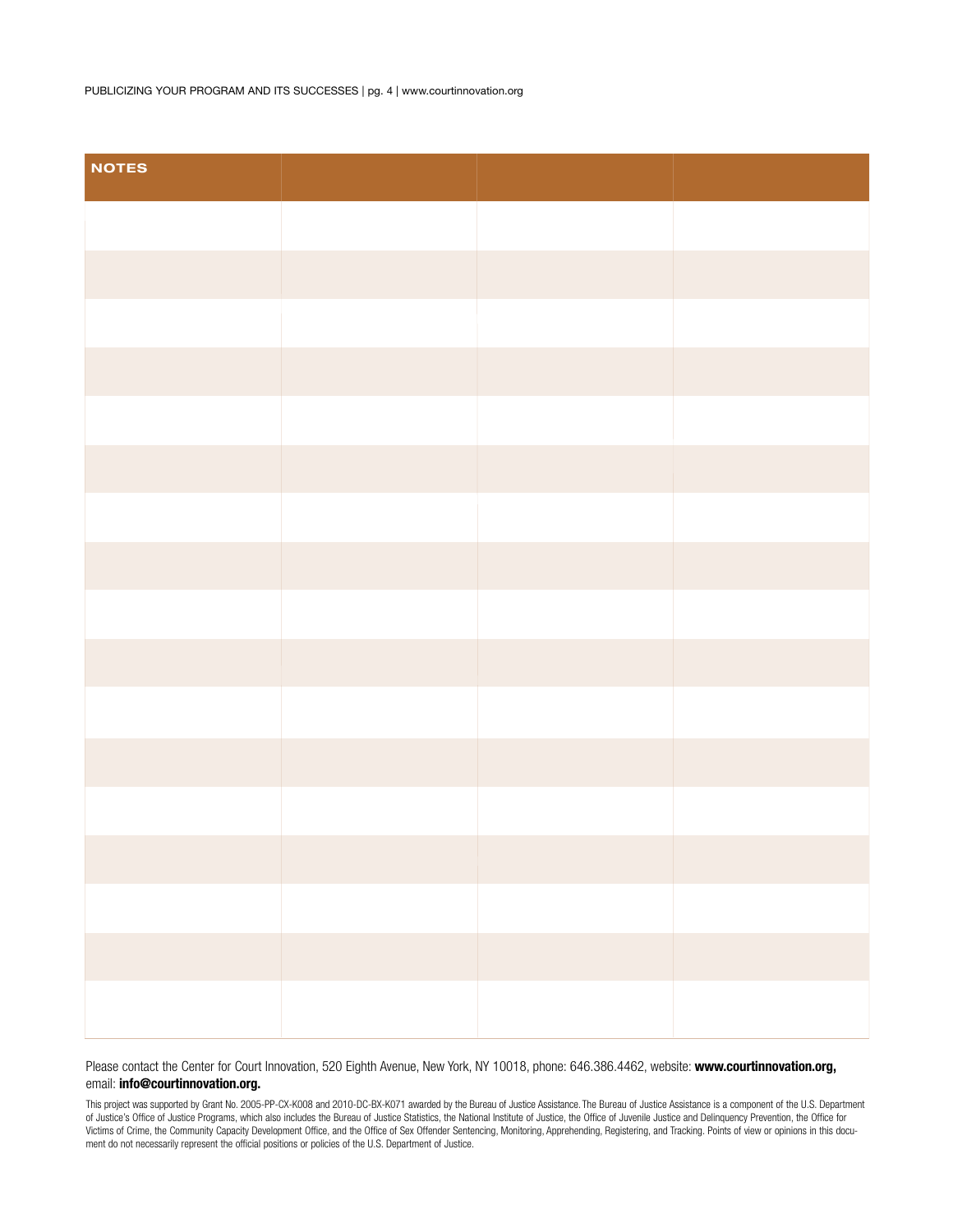## NOTES

Please contact the Center for Court Innovation, 520 Eighth Avenue, New York, NY 10018, phone: 646.386.4462, website: **www.courtinnovation.org,** email: **info@courtinnovation.org.**

This project was supported by Grant No. 2005-PP-CX-K008 and 2010-DC-BX-K071 awarded by the Bureau of Justice Assistance. The Bureau of Justice Assistance is a component of the U.S. Department of Justice's Office of Justice Programs, which also includes the Bureau of Justice Statistics, the National Institute of Justice, the Office of Juvenile Justice and Delinquency Prevention, the Office for Victims of Crime, the Community Capacity Development Office, and the Office of Sex Offender Sentencing, Monitoring, Apprehending, Registering, and Tracking. Points of view or opinions in this document do not necessarily represent the official positions or policies of the U.S. Department of Justice.